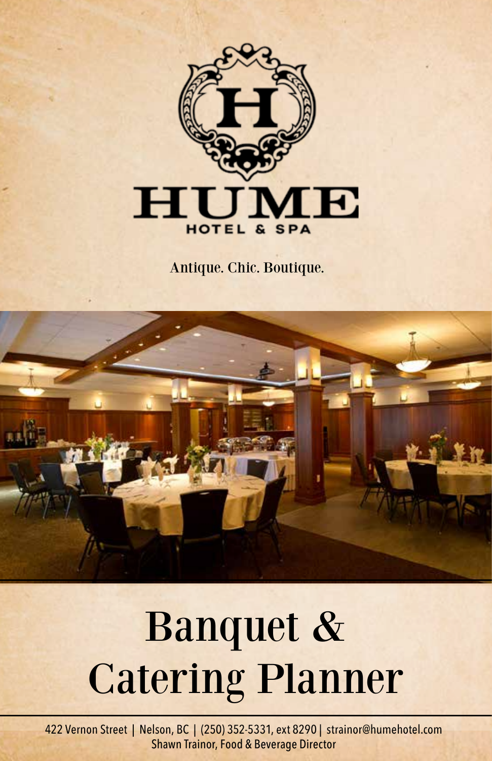# HUME

HOTEL & SPA

Antique. Chic. Boutique.

# Banquet & Catering Planner

422 Vernon Street | Nelson, BC | (250) 352-5331, ext 8290 | strainor@humehotel.com
Shawn Trainor, Food & Beverage Director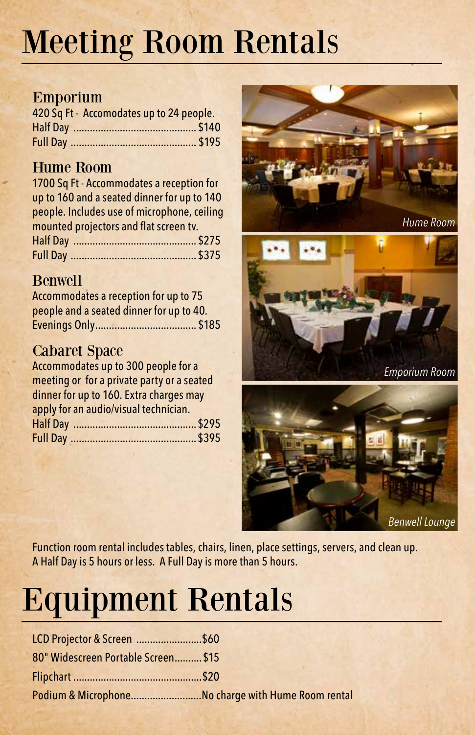# Meeting Room Rentals

### Emporium

420 Sq Ft - Accomodates up to 24 people.

Half Day ............................................ $140
Full Day ............................................ $195

### Hume Room

1700 Sq Ft - Accommodates a reception for up to 160 and a seated dinner for up to 140 people. Includes use of microphone, ceiling mounted projectors and flat screen tv.

Half Day ............................................ $275
Full Day ............................................ $375

### Benwell

Accommodates a reception for up to 75 people and a seated dinner for up to 40.

Evenings Only.................................... $185

### Cabaret Space

Accommodates up to 300 people for a meeting or for a private party or a seated dinner for up to 160. Extra charges may apply for an audio/visual technician.

Half Day ............................................ $295
Full Day ............................................ $395

*Hume Room*

*Emporium Room*

*Benwell Lounge*

Function room rental includes tables, chairs, linen, place settings, servers, and clean up.
A Half Day is 5 hours or less. A Full Day is more than 5 hours.

# Equipment Rentals

LCD Projector & Screen ........................$60
80" Widescreen Portable Screen.......... $15
Flipchart ..............................................$20
Podium & Microphone..........................No charge with Hume Room rental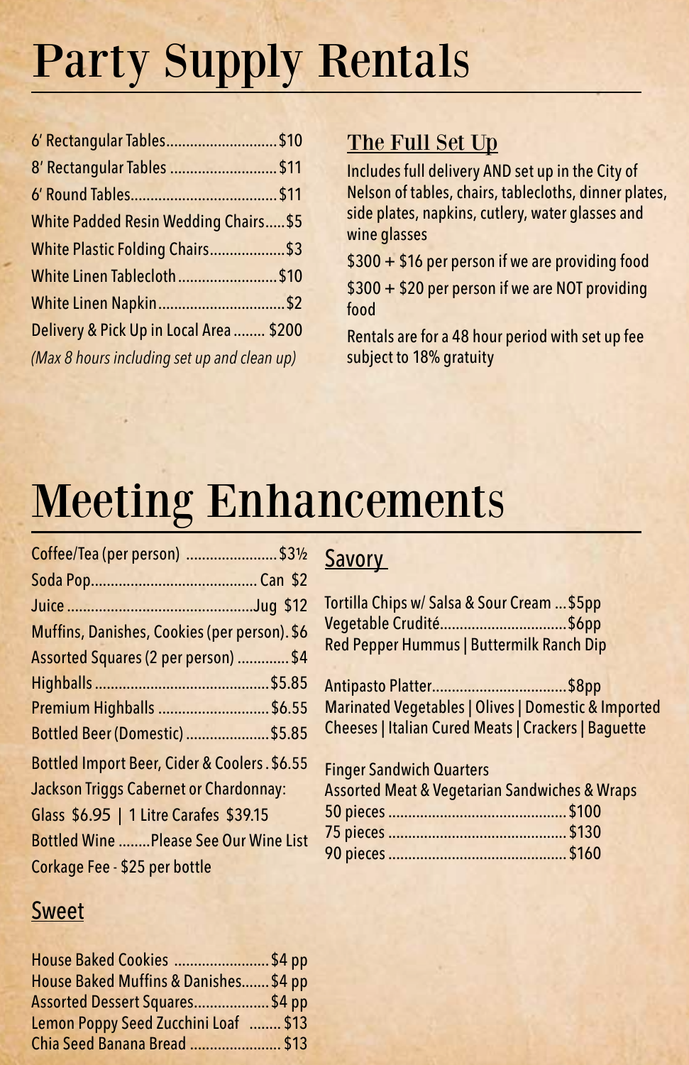# Party Supply Rentals

| Item | Price |
|---|---|
| 6' Rectangular Tables | $10 |
| 8' Rectangular Tables | $11 |
| 6' Round Tables | $11 |
| White Padded Resin Wedding Chairs | $5 |
| White Plastic Folding Chairs | $3 |
| White Linen Tablecloth | $10 |
| White Linen Napkin | $2 |
| Delivery & Pick Up in Local Area | $200 |

*(Max 8 hours including set up and clean up)*

## The Full Set Up

Includes full delivery AND set up in the City of Nelson of tables, chairs, tablecloths, dinner plates, side plates, napkins, cutlery, water glasses and wine glasses

$300 + $16 per person if we are providing food

$300 + $20 per person if we are NOT providing food

Rentals are for a 48 hour period with set up fee subject to 18% gratuity

# Meeting Enhancements

| Item | Price |
|---|---|
| Coffee/Tea (per person) | $3½ |
| Soda Pop | Can $2 |
| Juice | Jug $12 |
| Muffins, Danishes, Cookies (per person) | $6 |
| Assorted Squares (2 per person) | $4 |
| Highballs | $5.85 |
| Premium Highballs | $6.55 |
| Bottled Beer (Domestic) | $5.85 |
| Bottled Import Beer, Cider & Coolers | $6.55 |

Jackson Triggs Cabernet or Chardonnay:
Glass $6.95 | 1 Litre Carafes $39.15

Bottled Wine ........Please See Our Wine List

Corkage Fee - $25 per bottle

## Sweet

| Item | Price |
|---|---|
| House Baked Cookies | $4 pp |
| House Baked Muffins & Danishes | $4 pp |
| Assorted Dessert Squares | $4 pp |
| Lemon Poppy Seed Zucchini Loaf | $13 |
| Chia Seed Banana Bread | $13 |

## Savory

Tortilla Chips w/ Salsa & Sour Cream ... $5pp

Vegetable Crudité ... $6pp
Red Pepper Hummus | Buttermilk Ranch Dip

Antipasto Platter ... $8pp
Marinated Vegetables | Olives | Domestic & Imported Cheeses | Italian Cured Meats | Crackers | Baguette

Finger Sandwich Quarters
Assorted Meat & Vegetarian Sandwiches & Wraps

| Pieces | Price |
|---|---|
| 50 pieces | $100 |
| 75 pieces | $130 |
| 90 pieces | $160 |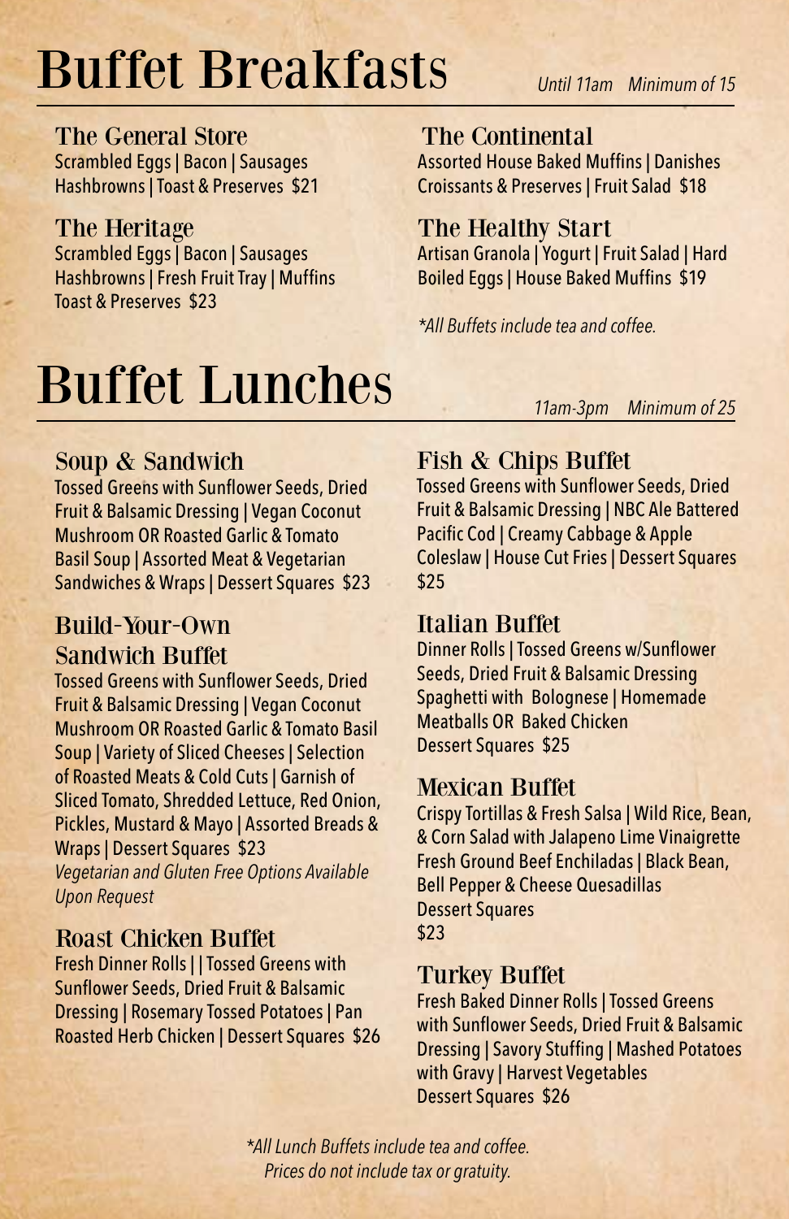# Buffet Breakfasts

*Until 11am   Minimum of 15*

## The General Store

Scrambled Eggs | Bacon | Sausages
Hashbrowns | Toast & Preserves  $21

## The Heritage

Scrambled Eggs | Bacon | Sausages
Hashbrowns | Fresh Fruit Tray | Muffins
Toast & Preserves  $23

## The Continental

Assorted House Baked Muffins | Danishes
Croissants & Preserves | Fruit Salad  $18

## The Healthy Start

Artisan Granola | Yogurt | Fruit Salad | Hard Boiled Eggs | House Baked Muffins  $19

*\*All Buffets include tea and coffee.*

# Buffet Lunches

*11am-3pm   Minimum of 25*

## Soup & Sandwich

Tossed Greens with Sunflower Seeds, Dried Fruit & Balsamic Dressing | Vegan Coconut Mushroom OR Roasted Garlic & Tomato Basil Soup | Assorted Meat & Vegetarian Sandwiches & Wraps | Dessert Squares  $23

## Build-Your-Own Sandwich Buffet

Tossed Greens with Sunflower Seeds, Dried Fruit & Balsamic Dressing | Vegan Coconut Mushroom OR Roasted Garlic & Tomato Basil Soup | Variety of Sliced Cheeses | Selection of Roasted Meats & Cold Cuts | Garnish of Sliced Tomato, Shredded Lettuce, Red Onion, Pickles, Mustard & Mayo | Assorted Breads & Wraps | Dessert Squares  $23

*Vegetarian and Gluten Free Options Available Upon Request*

## Roast Chicken Buffet

Fresh Dinner Rolls | | Tossed Greens with Sunflower Seeds, Dried Fruit & Balsamic Dressing | Rosemary Tossed Potatoes | Pan Roasted Herb Chicken | Dessert Squares  $26

## Fish & Chips Buffet

Tossed Greens with Sunflower Seeds, Dried Fruit & Balsamic Dressing | NBC Ale Battered Pacific Cod | Creamy Cabbage & Apple Coleslaw | House Cut Fries | Dessert Squares $25

## Italian Buffet

Dinner Rolls | Tossed Greens w/Sunflower Seeds, Dried Fruit & Balsamic Dressing
Spaghetti with Bolognese | Homemade Meatballs OR Baked Chicken
Dessert Squares  $25

## Mexican Buffet

Crispy Tortillas & Fresh Salsa | Wild Rice, Bean, & Corn Salad with Jalapeno Lime Vinaigrette
Fresh Ground Beef Enchiladas | Black Bean, Bell Pepper & Cheese Quesadillas
Dessert Squares
$23

## Turkey Buffet

Fresh Baked Dinner Rolls | Tossed Greens with Sunflower Seeds, Dried Fruit & Balsamic Dressing | Savory Stuffing | Mashed Potatoes with Gravy | Harvest Vegetables
Dessert Squares  $26

*\*All Lunch Buffets include tea and coffee.*
*Prices do not include tax or gratuity.*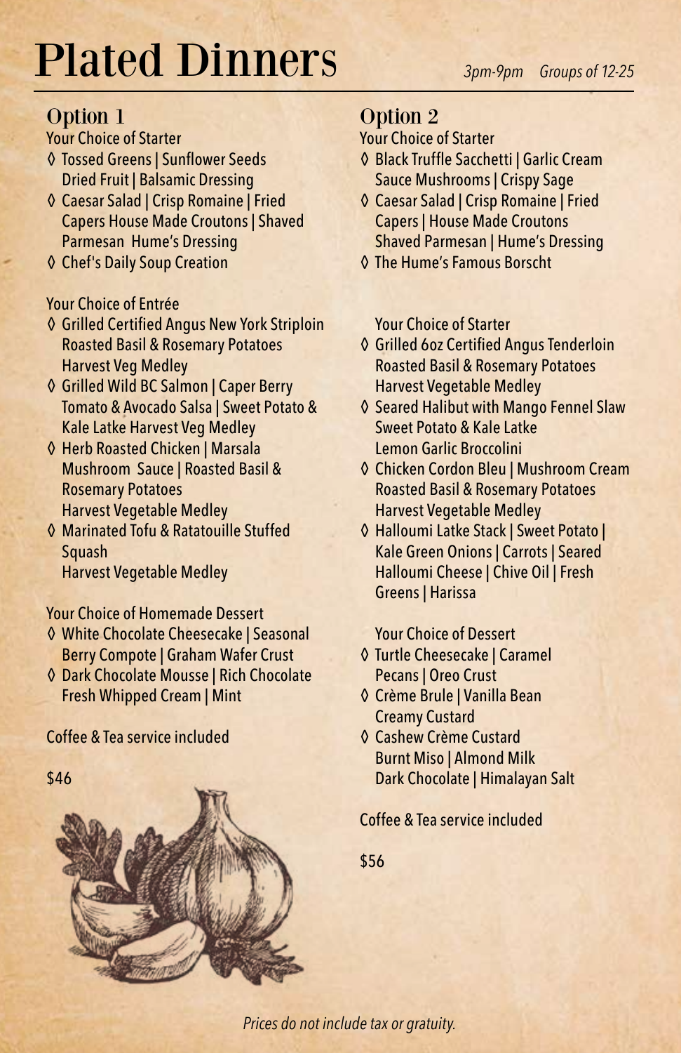# Plated Dinners

*3pm-9pm Groups of 12-25*

## Option 1

Your Choice of Starter

- ◊ Tossed Greens | Sunflower Seeds Dried Fruit | Balsamic Dressing
- ◊ Caesar Salad | Crisp Romaine | Fried Capers House Made Croutons | Shaved Parmesan Hume's Dressing
- ◊ Chef's Daily Soup Creation

Your Choice of Entrée

- ◊ Grilled Certified Angus New York Striploin Roasted Basil & Rosemary Potatoes Harvest Veg Medley
- ◊ Grilled Wild BC Salmon | Caper Berry Tomato & Avocado Salsa | Sweet Potato & Kale Latke Harvest Veg Medley
- ◊ Herb Roasted Chicken | Marsala Mushroom Sauce | Roasted Basil & Rosemary Potatoes Harvest Vegetable Medley
- ◊ Marinated Tofu & Ratatouille Stuffed Squash Harvest Vegetable Medley

Your Choice of Homemade Dessert

- ◊ White Chocolate Cheesecake | Seasonal Berry Compote | Graham Wafer Crust
- ◊ Dark Chocolate Mousse | Rich Chocolate Fresh Whipped Cream | Mint

Coffee & Tea service included

$46

## Option 2

Your Choice of Starter

- ◊ Black Truffle Sacchetti | Garlic Cream Sauce Mushrooms | Crispy Sage
- ◊ Caesar Salad | Crisp Romaine | Fried Capers | House Made Croutons Shaved Parmesan | Hume's Dressing
- ◊ The Hume's Famous Borscht

Your Choice of Starter

- ◊ Grilled 6oz Certified Angus Tenderloin Roasted Basil & Rosemary Potatoes Harvest Vegetable Medley
- ◊ Seared Halibut with Mango Fennel Slaw Sweet Potato & Kale Latke Lemon Garlic Broccolini
- ◊ Chicken Cordon Bleu | Mushroom Cream Roasted Basil & Rosemary Potatoes Harvest Vegetable Medley
- ◊ Halloumi Latke Stack | Sweet Potato | Kale Green Onions | Carrots | Seared Halloumi Cheese | Chive Oil | Fresh Greens | Harissa

Your Choice of Dessert

- ◊ Turtle Cheesecake | Caramel Pecans | Oreo Crust
- ◊ Crème Brule | Vanilla Bean Creamy Custard
- ◊ Cashew Crème Custard Burnt Miso | Almond Milk Dark Chocolate | Himalayan Salt

Coffee & Tea service included

$56

*Prices do not include tax or gratuity.*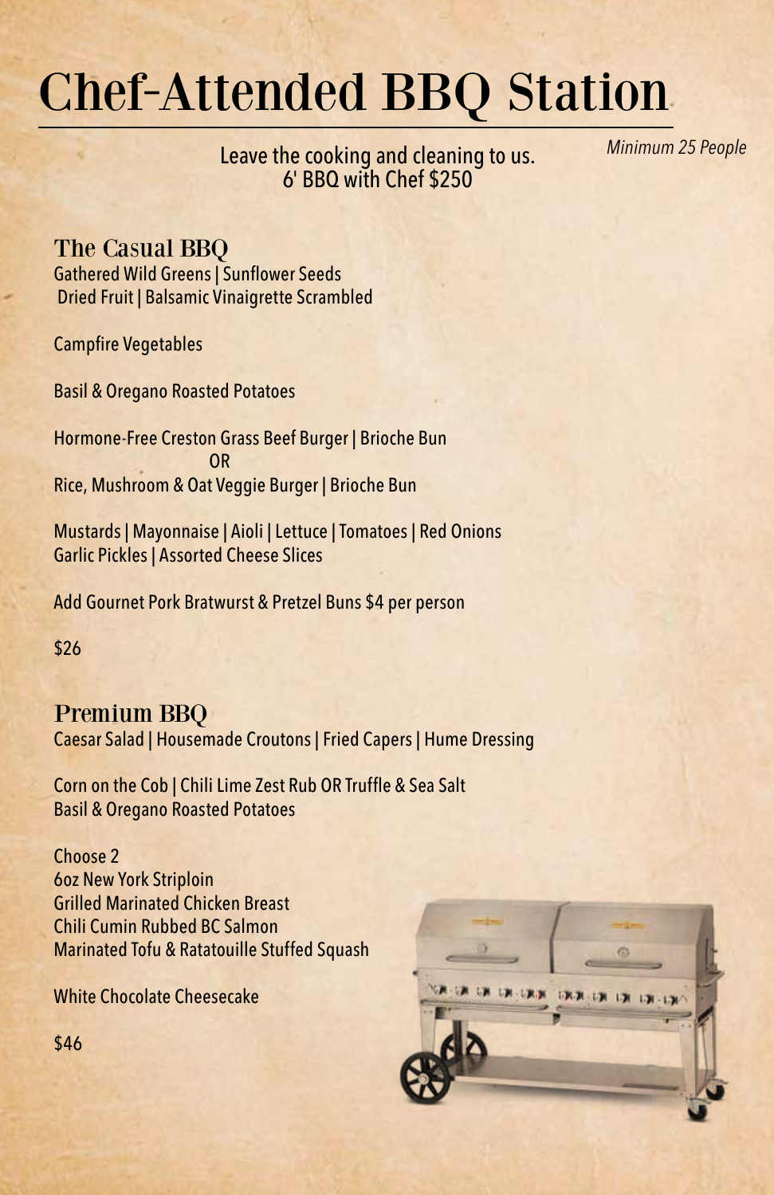# Chef-Attended BBQ Station

Leave the cooking and cleaning to us.
6' BBQ with Chef $250

*Minimum 25 People*

## The Casual BBQ

Gathered Wild Greens | Sunflower Seeds
Dried Fruit | Balsamic Vinaigrette Scrambled

Campfire Vegetables

Basil & Oregano Roasted Potatoes

Hormone-Free Creston Grass Beef Burger | Brioche Bun
OR
Rice, Mushroom & Oat Veggie Burger | Brioche Bun

Mustards | Mayonnaise | Aioli | Lettuce | Tomatoes | Red Onions
Garlic Pickles | Assorted Cheese Slices

Add Gourmet Pork Bratwurst & Pretzel Buns $4 per person

$26

## Premium BBQ

Caesar Salad | Housemade Croutons | Fried Capers | Hume Dressing

Corn on the Cob | Chili Lime Zest Rub OR Truffle & Sea Salt
Basil & Oregano Roasted Potatoes

Choose 2
6oz New York Striploin
Grilled Marinated Chicken Breast
Chili Cumin Rubbed BC Salmon
Marinated Tofu & Ratatouille Stuffed Squash

White Chocolate Cheesecake

$46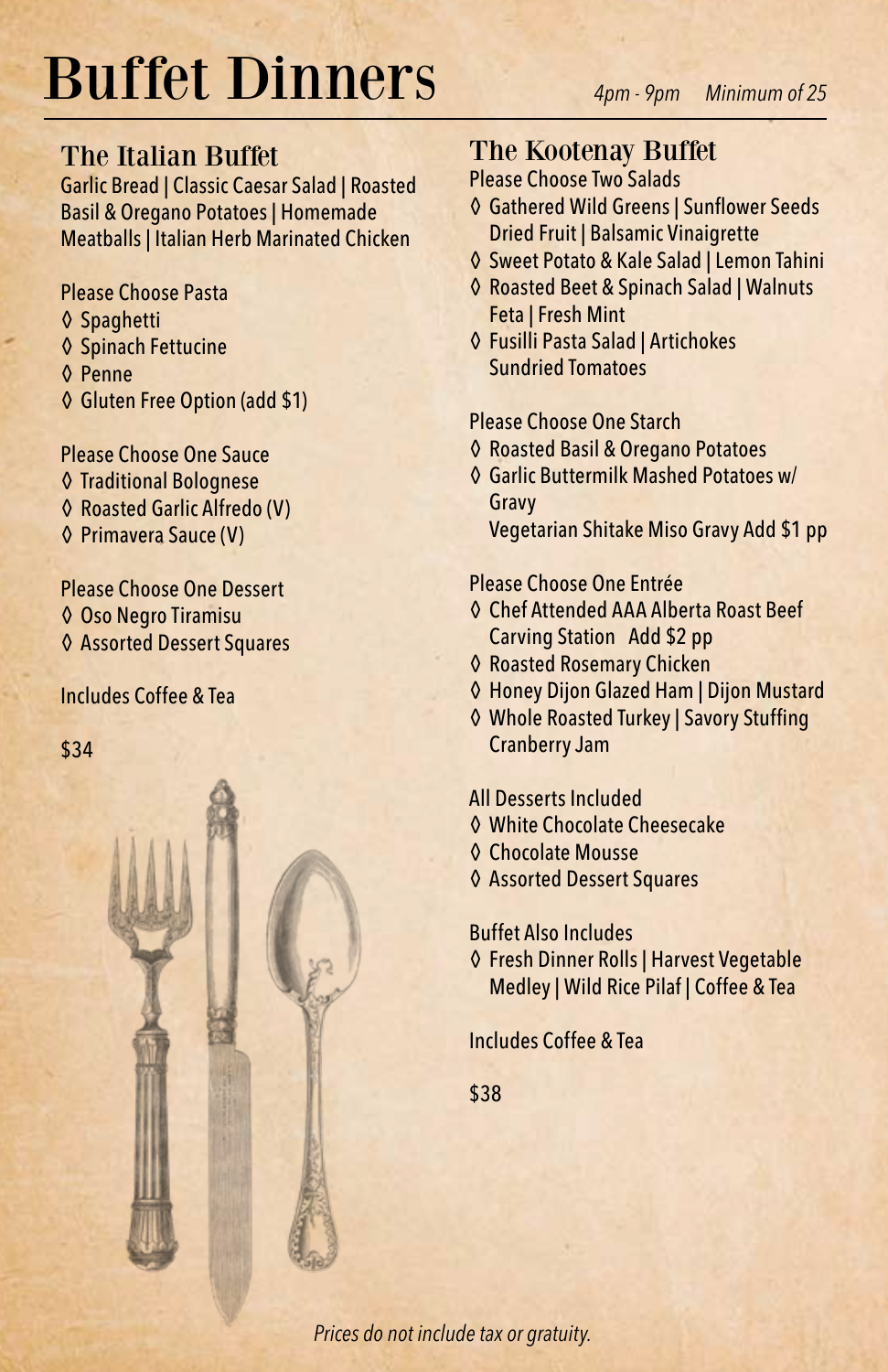# Buffet Dinners

*4pm - 9pm* *Minimum of 25*

## The Italian Buffet

Garlic Bread | Classic Caesar Salad | Roasted Basil & Oregano Potatoes | Homemade Meatballs | Italian Herb Marinated Chicken

Please Choose Pasta

- ◊ Spaghetti
- ◊ Spinach Fettucine
- ◊ Penne
- ◊ Gluten Free Option (add $1)

Please Choose One Sauce

- ◊ Traditional Bolognese
- ◊ Roasted Garlic Alfredo (V)
- ◊ Primavera Sauce (V)

Please Choose One Dessert

- ◊ Oso Negro Tiramisu
- ◊ Assorted Dessert Squares

Includes Coffee & Tea

$34

## The Kootenay Buffet

Please Choose Two Salads

- ◊ Gathered Wild Greens | Sunflower Seeds Dried Fruit | Balsamic Vinaigrette
- ◊ Sweet Potato & Kale Salad | Lemon Tahini
- ◊ Roasted Beet & Spinach Salad | Walnuts Feta | Fresh Mint
- ◊ Fusilli Pasta Salad | Artichokes Sundried Tomatoes

Please Choose One Starch

- ◊ Roasted Basil & Oregano Potatoes
- ◊ Garlic Buttermilk Mashed Potatoes w/ Gravy
  Vegetarian Shitake Miso Gravy Add $1 pp

Please Choose One Entrée

- ◊ Chef Attended AAA Alberta Roast Beef Carving Station Add $2 pp
- ◊ Roasted Rosemary Chicken
- ◊ Honey Dijon Glazed Ham | Dijon Mustard
- ◊ Whole Roasted Turkey | Savory Stuffing Cranberry Jam

All Desserts Included

- ◊ White Chocolate Cheesecake
- ◊ Chocolate Mousse
- ◊ Assorted Dessert Squares

Buffet Also Includes

- ◊ Fresh Dinner Rolls | Harvest Vegetable Medley | Wild Rice Pilaf | Coffee & Tea

Includes Coffee & Tea

$38

*Prices do not include tax or gratuity.*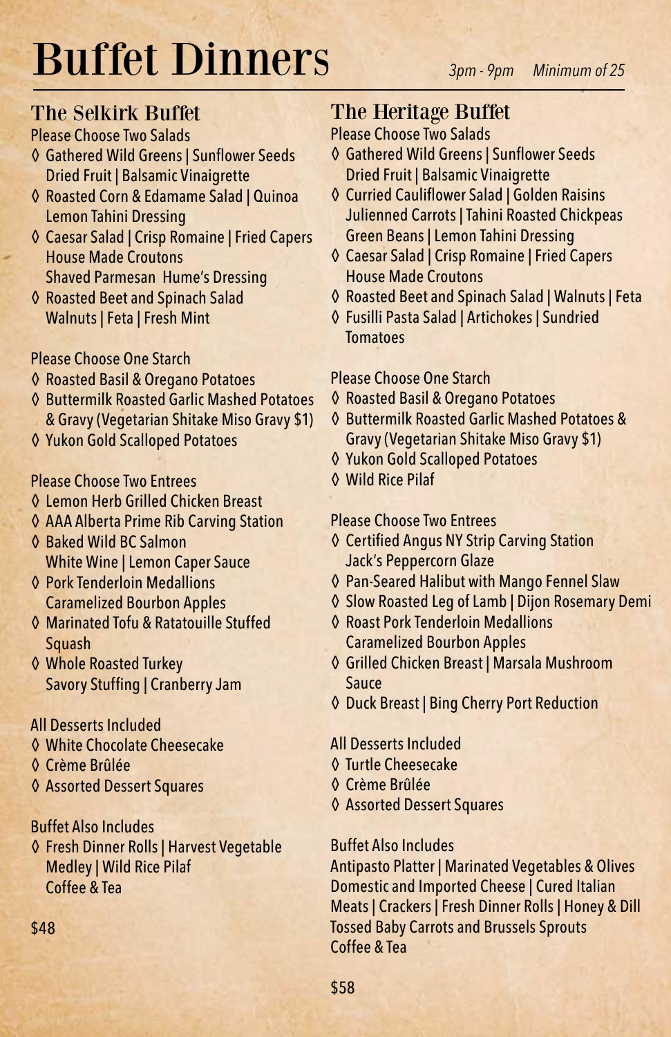# Buffet Dinners

*3pm - 9pm    Minimum of 25*

## The Selkirk Buffet

Please Choose Two Salads

- ◊ Gathered Wild Greens | Sunflower Seeds Dried Fruit | Balsamic Vinaigrette
- ◊ Roasted Corn & Edamame Salad | Quinoa Lemon Tahini Dressing
- ◊ Caesar Salad | Crisp Romaine | Fried Capers House Made Croutons Shaved Parmesan Hume's Dressing
- ◊ Roasted Beet and Spinach Salad Walnuts | Feta | Fresh Mint

Please Choose One Starch

- ◊ Roasted Basil & Oregano Potatoes
- ◊ Buttermilk Roasted Garlic Mashed Potatoes & Gravy (Vegetarian Shitake Miso Gravy $1)
- ◊ Yukon Gold Scalloped Potatoes

Please Choose Two Entrees

- ◊ Lemon Herb Grilled Chicken Breast
- ◊ AAA Alberta Prime Rib Carving Station
- ◊ Baked Wild BC Salmon White Wine | Lemon Caper Sauce
- ◊ Pork Tenderloin Medallions Caramelized Bourbon Apples
- ◊ Marinated Tofu & Ratatouille Stuffed Squash
- ◊ Whole Roasted Turkey Savory Stuffing | Cranberry Jam

All Desserts Included

- ◊ White Chocolate Cheesecake
- ◊ Crème Brûlée
- ◊ Assorted Dessert Squares

Buffet Also Includes

- ◊ Fresh Dinner Rolls | Harvest Vegetable Medley | Wild Rice Pilaf Coffee & Tea

$48

## The Heritage Buffet

Please Choose Two Salads

- ◊ Gathered Wild Greens | Sunflower Seeds Dried Fruit | Balsamic Vinaigrette
- ◊ Curried Cauliflower Salad | Golden Raisins Julienned Carrots | Tahini Roasted Chickpeas Green Beans | Lemon Tahini Dressing
- ◊ Caesar Salad | Crisp Romaine | Fried Capers House Made Croutons
- ◊ Roasted Beet and Spinach Salad | Walnuts | Feta
- ◊ Fusilli Pasta Salad | Artichokes | Sundried Tomatoes

Please Choose One Starch

- ◊ Roasted Basil & Oregano Potatoes
- ◊ Buttermilk Roasted Garlic Mashed Potatoes & Gravy (Vegetarian Shitake Miso Gravy $1)
- ◊ Yukon Gold Scalloped Potatoes
- ◊ Wild Rice Pilaf

Please Choose Two Entrees

- ◊ Certified Angus NY Strip Carving Station Jack's Peppercorn Glaze
- ◊ Pan-Seared Halibut with Mango Fennel Slaw
- ◊ Slow Roasted Leg of Lamb | Dijon Rosemary Demi
- ◊ Roast Pork Tenderloin Medallions Caramelized Bourbon Apples
- ◊ Grilled Chicken Breast | Marsala Mushroom Sauce
- ◊ Duck Breast | Bing Cherry Port Reduction

All Desserts Included

- ◊ Turtle Cheesecake
- ◊ Crème Brûlée
- ◊ Assorted Dessert Squares

Buffet Also Includes

Antipasto Platter | Marinated Vegetables & Olives Domestic and Imported Cheese | Cured Italian Meats | Crackers | Fresh Dinner Rolls | Honey & Dill Tossed Baby Carrots and Brussels Sprouts Coffee & Tea

$58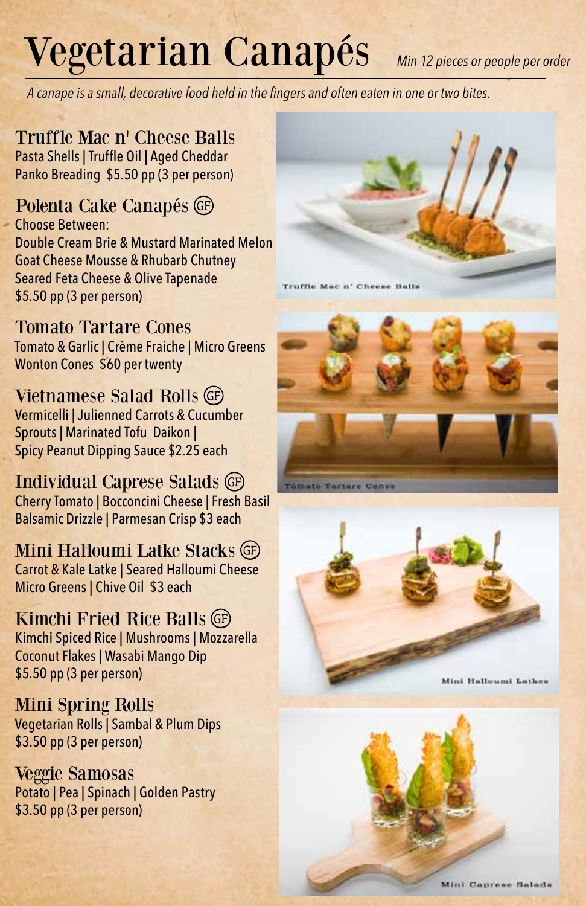# Vegetarian Canapés

*Min 12 pieces or people per order*

*A canape is a small, decorative food held in the fingers and often eaten in one or two bites.*

## Truffle Mac n' Cheese Balls
Pasta Shells | Truffle Oil | Aged Cheddar
Panko Breading $5.50 pp (3 per person)

## Polenta Cake Canapés (GF)
Choose Between:
Double Cream Brie & Mustard Marinated Melon
Goat Cheese Mousse & Rhubarb Chutney
Seared Feta Cheese & Olive Tapenade
$5.50 pp (3 per person)

## Tomato Tartare Cones
Tomato & Garlic | Crème Fraiche | Micro Greens
Wonton Cones $60 per twenty

## Vietnamese Salad Rolls (GF)
Vermicelli | Julienned Carrots & Cucumber
Sprouts | Marinated Tofu Daikon |
Spicy Peanut Dipping Sauce $2.25 each

## Individual Caprese Salads (GF)
Cherry Tomato | Bocconcini Cheese | Fresh Basil
Balsamic Drizzle | Parmesan Crisp $3 each

## Mini Halloumi Latke Stacks (GF)
Carrot & Kale Latke | Seared Halloumi Cheese
Micro Greens | Chive Oil $3 each

## Kimchi Fried Rice Balls (GF)
Kimchi Spiced Rice | Mushrooms | Mozzarella
Coconut Flakes | Wasabi Mango Dip
$5.50 pp (3 per person)

## Mini Spring Rolls
Vegetarian Rolls | Sambal & Plum Dips
$3.50 pp (3 per person)

## Veggie Samosas
Potato | Pea | Spinach | Golden Pastry
$3.50 pp (3 per person)

Truffle Mac n' Cheese Balls

Tomato Tartare Cones

Mini Halloumi Latkes

Mini Caprese Salads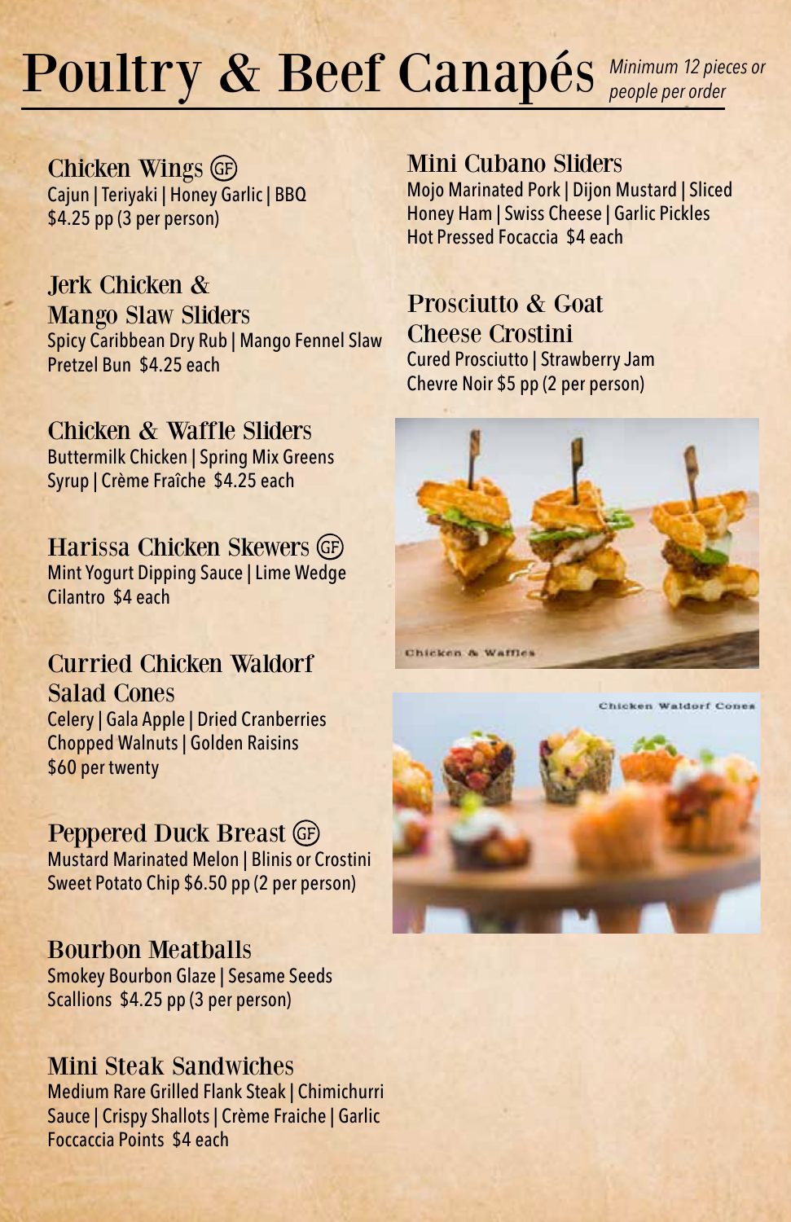# Poultry & Beef Canapés

*Minimum 12 pieces or people per order*

### Chicken Wings (GF)
Cajun | Teriyaki | Honey Garlic | BBQ
$4.25 pp (3 per person)

### Jerk Chicken & Mango Slaw Sliders
Spicy Caribbean Dry Rub | Mango Fennel Slaw
Pretzel Bun $4.25 each

### Chicken & Waffle Sliders
Buttermilk Chicken | Spring Mix Greens
Syrup | Crème Fraîche $4.25 each

### Harissa Chicken Skewers (GF)
Mint Yogurt Dipping Sauce | Lime Wedge
Cilantro $4 each

### Curried Chicken Waldorf Salad Cones
Celery | Gala Apple | Dried Cranberries
Chopped Walnuts | Golden Raisins
$60 per twenty

### Peppered Duck Breast (GF)
Mustard Marinated Melon | Blinis or Crostini
Sweet Potato Chip $6.50 pp (2 per person)

### Bourbon Meatballs
Smokey Bourbon Glaze | Sesame Seeds
Scallions $4.25 pp (3 per person)

### Mini Steak Sandwiches
Medium Rare Grilled Flank Steak | Chimichurri Sauce | Crispy Shallots | Crème Fraiche | Garlic Foccaccia Points $4 each

### Mini Cubano Sliders
Mojo Marinated Pork | Dijon Mustard | Sliced Honey Ham | Swiss Cheese | Garlic Pickles
Hot Pressed Focaccia $4 each

### Prosciutto & Goat Cheese Crostini
Cured Prosciutto | Strawberry Jam
Chevre Noir $5 pp (2 per person)

Chicken & Waffles

Chicken Waldorf Cones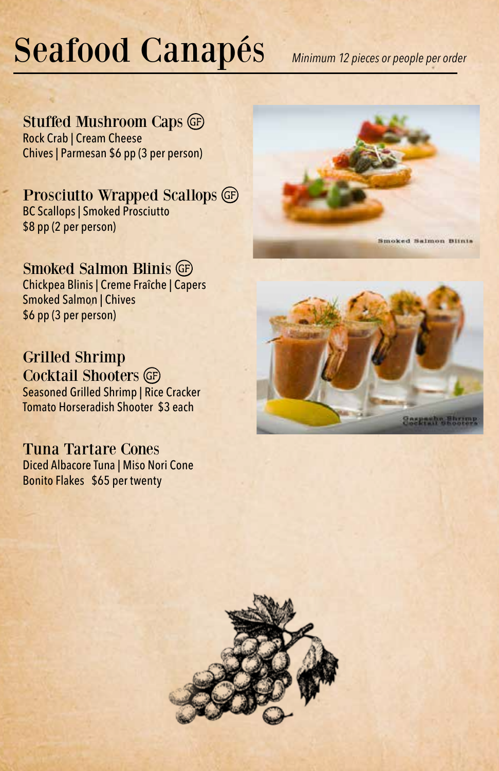# Seafood Canapés

*Minimum 12 pieces or people per order*

### Stuffed Mushroom Caps (GF)
Rock Crab | Cream Cheese
Chives | Parmesan $6 pp (3 per person)

### Prosciutto Wrapped Scallops (GF)
BC Scallops | Smoked Prosciutto
$8 pp (2 per person)

### Smoked Salmon Blinis (GF)
Chickpea Blinis | Creme Fraîche | Capers
Smoked Salmon | Chives
$6 pp (3 per person)

### Grilled Shrimp Cocktail Shooters (GF)
Seasoned Grilled Shrimp | Rice Cracker
Tomato Horseradish Shooter $3 each

### Tuna Tartare Cones
Diced Albacore Tuna | Miso Nori Cone
Bonito Flakes $65 per twenty

Smoked Salmon Blinis

Gazpacho Shrimp Cocktail Shooters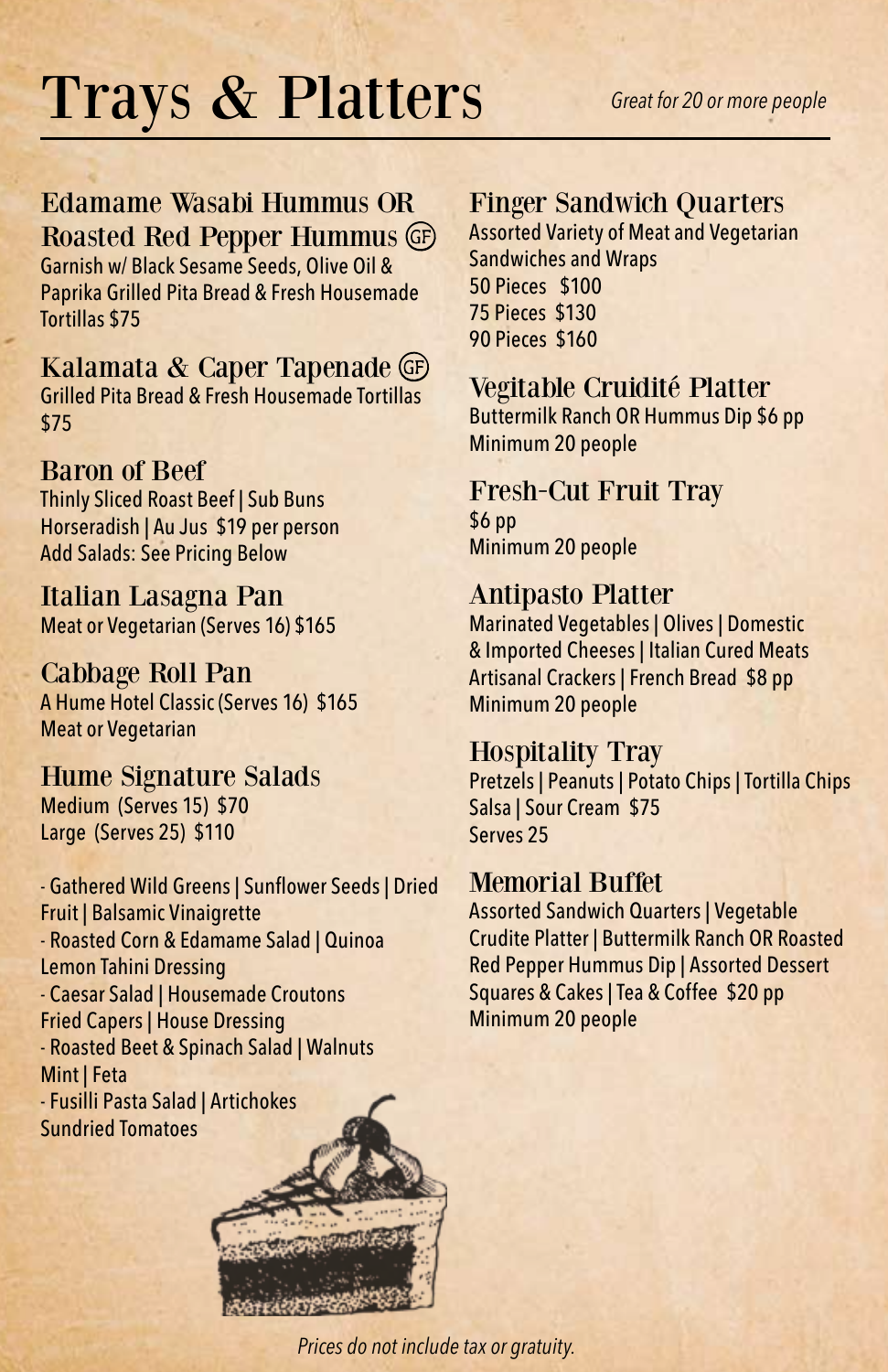# Trays & Platters

*Great for 20 or more people*

## Edamame Wasabi Hummus OR Roasted Red Pepper Hummus (GF)

Garnish w/ Black Sesame Seeds, Olive Oil & Paprika Grilled Pita Bread & Fresh Housemade Tortillas $75

## Kalamata & Caper Tapenade (GF)

Grilled Pita Bread & Fresh Housemade Tortillas $75

## Baron of Beef

Thinly Sliced Roast Beef | Sub Buns Horseradish | Au Jus $19 per person
Add Salads: See Pricing Below

## Italian Lasagna Pan

Meat or Vegetarian (Serves 16) $165

## Cabbage Roll Pan

A Hume Hotel Classic (Serves 16) $165
Meat or Vegetarian

## Hume Signature Salads

Medium (Serves 15) $70
Large (Serves 25) $110

- Gathered Wild Greens | Sunflower Seeds | Dried Fruit | Balsamic Vinaigrette
- Roasted Corn & Edamame Salad | Quinoa Lemon Tahini Dressing
- Caesar Salad | Housemade Croutons Fried Capers | House Dressing
- Roasted Beet & Spinach Salad | Walnuts Mint | Feta
- Fusilli Pasta Salad | Artichokes Sundried Tomatoes

## Finger Sandwich Quarters

Assorted Variety of Meat and Vegetarian Sandwiches and Wraps
50 Pieces $100
75 Pieces $130
90 Pieces $160

## Vegitable Cruidité Platter

Buttermilk Ranch OR Hummus Dip $6 pp
Minimum 20 people

## Fresh-Cut Fruit Tray

$6 pp
Minimum 20 people

## Antipasto Platter

Marinated Vegetables | Olives | Domestic & Imported Cheeses | Italian Cured Meats Artisanal Crackers | French Bread $8 pp
Minimum 20 people

## Hospitality Tray

Pretzels | Peanuts | Potato Chips | Tortilla Chips Salsa | Sour Cream $75
Serves 25

## Memorial Buffet

Assorted Sandwich Quarters | Vegetable Crudite Platter | Buttermilk Ranch OR Roasted Red Pepper Hummus Dip | Assorted Dessert Squares & Cakes | Tea & Coffee $20 pp
Minimum 20 people

*Prices do not include tax or gratuity.*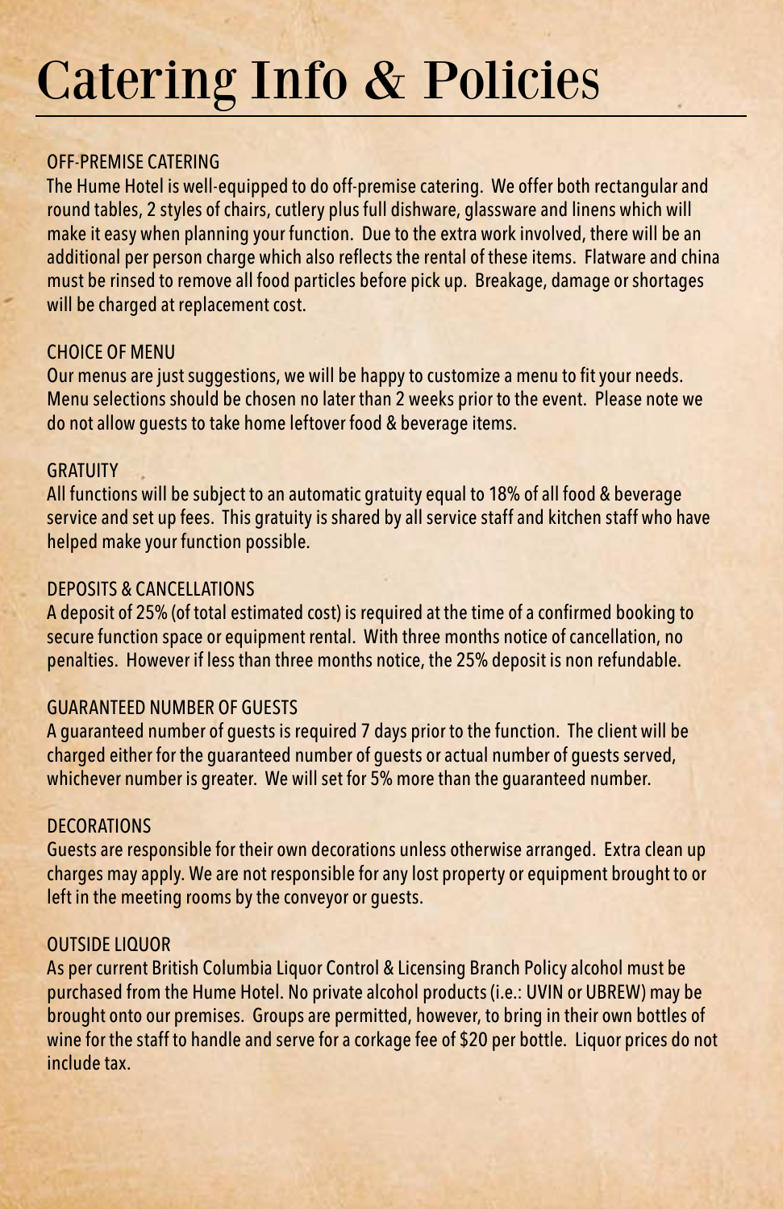# Catering Info & Policies

## OFF-PREMISE CATERING

The Hume Hotel is well-equipped to do off-premise catering. We offer both rectangular and round tables, 2 styles of chairs, cutlery plus full dishware, glassware and linens which will make it easy when planning your function. Due to the extra work involved, there will be an additional per person charge which also reflects the rental of these items. Flatware and china must be rinsed to remove all food particles before pick up. Breakage, damage or shortages will be charged at replacement cost.

## CHOICE OF MENU

Our menus are just suggestions, we will be happy to customize a menu to fit your needs. Menu selections should be chosen no later than 2 weeks prior to the event. Please note we do not allow guests to take home leftover food & beverage items.

## GRATUITY

All functions will be subject to an automatic gratuity equal to 18% of all food & beverage service and set up fees. This gratuity is shared by all service staff and kitchen staff who have helped make your function possible.

## DEPOSITS & CANCELLATIONS

A deposit of 25% (of total estimated cost) is required at the time of a confirmed booking to secure function space or equipment rental. With three months notice of cancellation, no penalties. However if less than three months notice, the 25% deposit is non refundable.

## GUARANTEED NUMBER OF GUESTS

A guaranteed number of guests is required 7 days prior to the function. The client will be charged either for the guaranteed number of guests or actual number of guests served, whichever number is greater. We will set for 5% more than the guaranteed number.

## DECORATIONS

Guests are responsible for their own decorations unless otherwise arranged. Extra clean up charges may apply. We are not responsible for any lost property or equipment brought to or left in the meeting rooms by the conveyor or guests.

## OUTSIDE LIQUOR

As per current British Columbia Liquor Control & Licensing Branch Policy alcohol must be purchased from the Hume Hotel. No private alcohol products (i.e.: UVIN or UBREW) may be brought onto our premises. Groups are permitted, however, to bring in their own bottles of wine for the staff to handle and serve for a corkage fee of $20 per bottle. Liquor prices do not include tax.